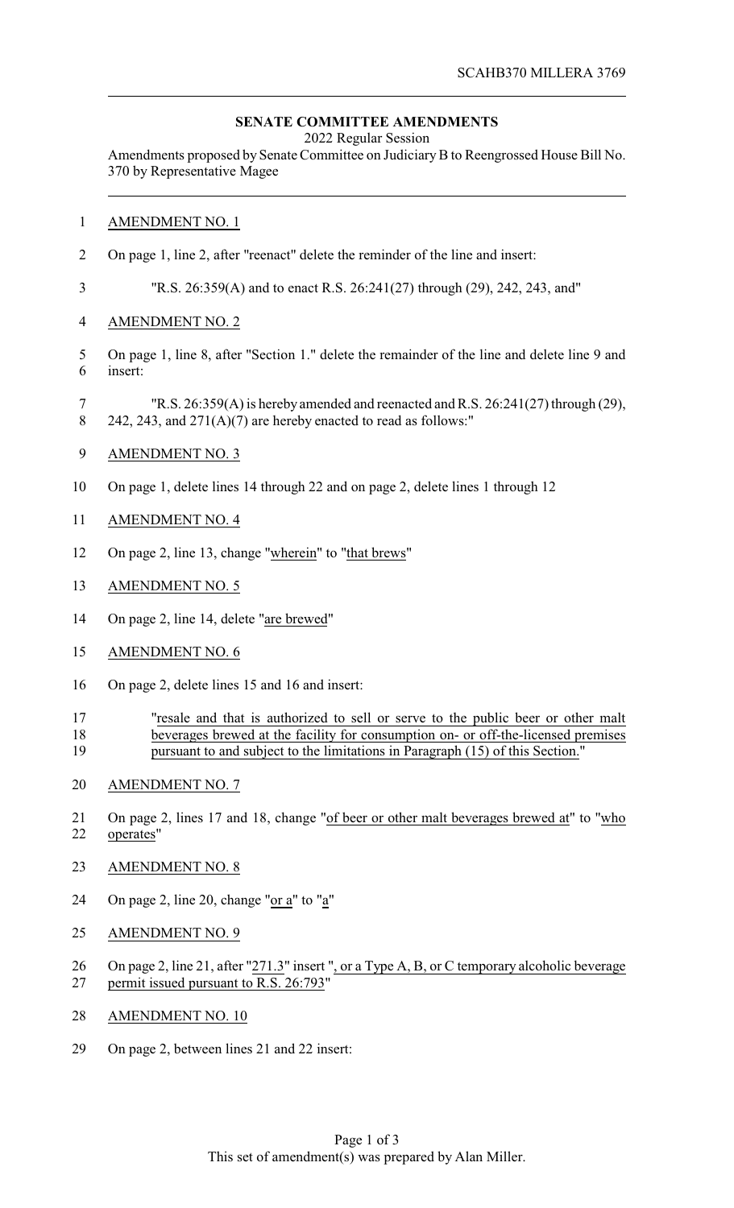SCAHB370 MILLERA 3769

**SENATE COMMITTEE AMENDMENTS**

2022 Regular Session

Amendments proposed by Senate Committee on Judiciary B to Reengrossed House Bill No. 370 by Representative Magee

AMENDMENT NO. 1

On page 1, line 2, after "reenact" delete the reminder of the line and insert:

"R.S. 26:359(A) and to enact R.S. 26:241(27) through (29), 242, 243, and"

AMENDMENT NO. 2

On page 1, line 8, after "Section 1." delete the remainder of the line and delete line 9 and insert:

"R.S. 26:359(A) is hereby amended and reenacted and R.S. 26:241(27) through (29), 242, 243, and 271(A)(7) are hereby enacted to read as follows:"

AMENDMENT NO. 3

On page 1, delete lines 14 through 22 and on page 2, delete lines 1 through 12

AMENDMENT NO. 4

On page 2, line 13, change "wherein" to "that brews"

AMENDMENT NO. 5

On page 2, line 14, delete "are brewed"

AMENDMENT NO. 6

On page 2, delete lines 15 and 16 and insert:

"resale and that is authorized to sell or serve to the public beer or other malt beverages brewed at the facility for consumption on- or off-the-licensed premises pursuant to and subject to the limitations in Paragraph (15) of this Section."

AMENDMENT NO. 7

On page 2, lines 17 and 18, change "of beer or other malt beverages brewed at" to "who operates"

AMENDMENT NO. 8

On page 2, line 20, change "or a" to "a"

AMENDMENT NO. 9

On page 2, line 21, after "271.3" insert ", or a Type A, B, or C temporary alcoholic beverage permit issued pursuant to R.S. 26:793"

AMENDMENT NO. 10

On page 2, between lines 21 and 22 insert:

This set of amendment(s) was prepared by Alan Miller.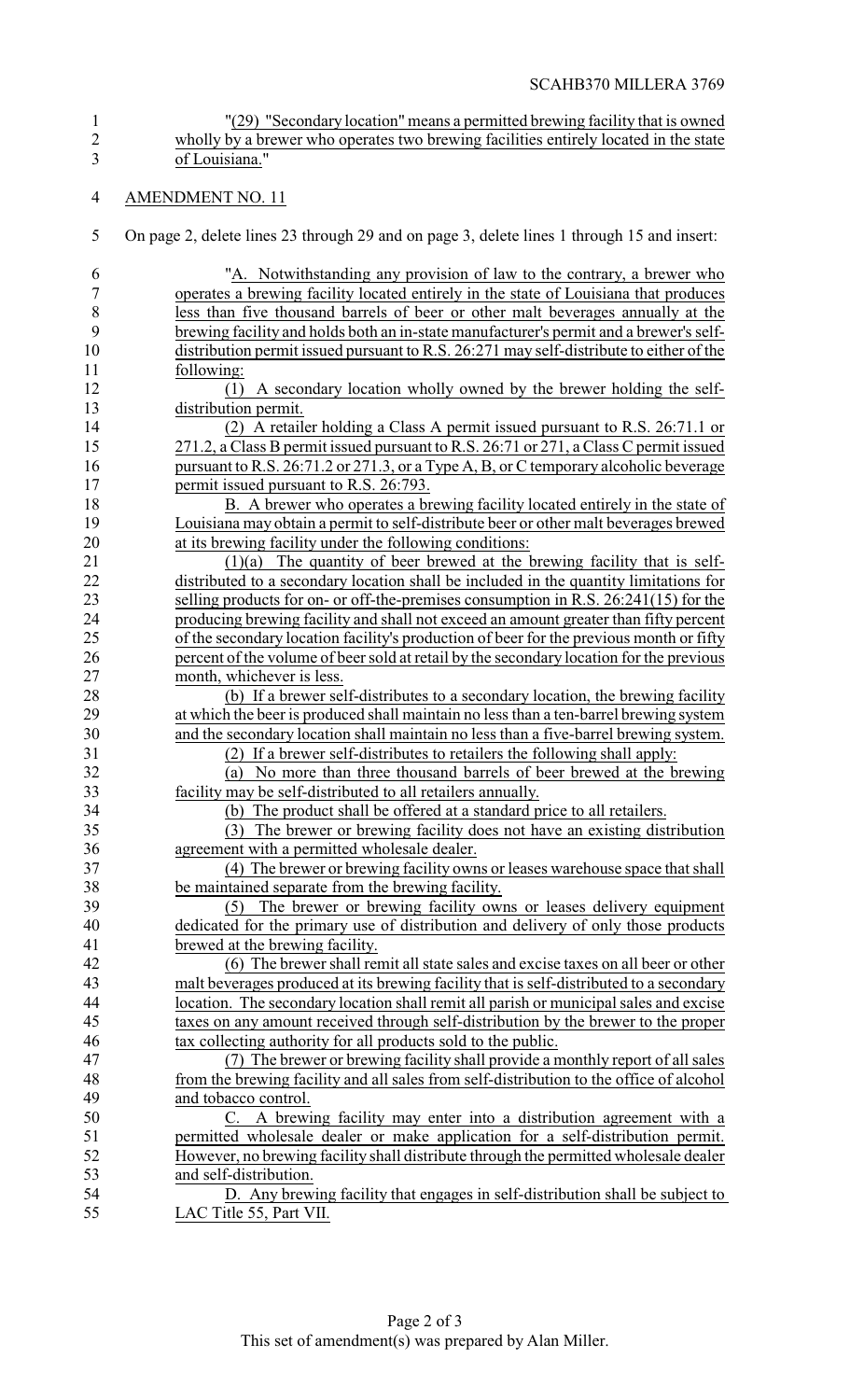"(29) "Secondary location" means a permitted brewing facility that is owned wholly by a brewer who operates two brewing facilities entirely located in the state of Louisiana."

AMENDMENT NO. 11

On page 2, delete lines 23 through 29 and on page 3, delete lines 1 through 15 and insert:

"A. Notwithstanding any provision of law to the contrary, a brewer who operates a brewing facility located entirely in the state of Louisiana that produces less than five thousand barrels of beer or other malt beverages annually at the brewing facility and holds both an in-state manufacturer's permit and a brewer's self-distribution permit issued pursuant to R.S. 26:271 may self-distribute to either of the following:

(1) A secondary location wholly owned by the brewer holding the self-distribution permit.

(2) A retailer holding a Class A permit issued pursuant to R.S. 26:71.1 or 271.2, a Class B permit issued pursuant to R.S. 26:71 or 271, a Class C permit issued pursuant to R.S. 26:71.2 or 271.3, or a Type A, B, or C temporary alcoholic beverage permit issued pursuant to R.S. 26:793.

B. A brewer who operates a brewing facility located entirely in the state of Louisiana may obtain a permit to self-distribute beer or other malt beverages brewed at its brewing facility under the following conditions:

(1)(a) The quantity of beer brewed at the brewing facility that is self-distributed to a secondary location shall be included in the quantity limitations for selling products for on- or off-the-premises consumption in R.S. 26:241(15) for the producing brewing facility and shall not exceed an amount greater than fifty percent of the secondary location facility's production of beer for the previous month or fifty percent of the volume of beer sold at retail by the secondary location for the previous month, whichever is less.

(b) If a brewer self-distributes to a secondary location, the brewing facility at which the beer is produced shall maintain no less than a ten-barrel brewing system and the secondary location shall maintain no less than a five-barrel brewing system.

(2) If a brewer self-distributes to retailers the following shall apply:

(a) No more than three thousand barrels of beer brewed at the brewing facility may be self-distributed to all retailers annually.

(b) The product shall be offered at a standard price to all retailers.

(3) The brewer or brewing facility does not have an existing distribution agreement with a permitted wholesale dealer.

(4) The brewer or brewing facility owns or leases warehouse space that shall be maintained separate from the brewing facility.

(5) The brewer or brewing facility owns or leases delivery equipment dedicated for the primary use of distribution and delivery of only those products brewed at the brewing facility.

(6) The brewer shall remit all state sales and excise taxes on all beer or other malt beverages produced at its brewing facility that is self-distributed to a secondary location. The secondary location shall remit all parish or municipal sales and excise taxes on any amount received through self-distribution by the brewer to the proper tax collecting authority for all products sold to the public.

(7) The brewer or brewing facility shall provide a monthly report of all sales from the brewing facility and all sales from self-distribution to the office of alcohol and tobacco control.

C. A brewing facility may enter into a distribution agreement with a permitted wholesale dealer or make application for a self-distribution permit. However, no brewing facility shall distribute through the permitted wholesale dealer and self-distribution.

D. Any brewing facility that engages in self-distribution shall be subject to LAC Title 55, Part VII.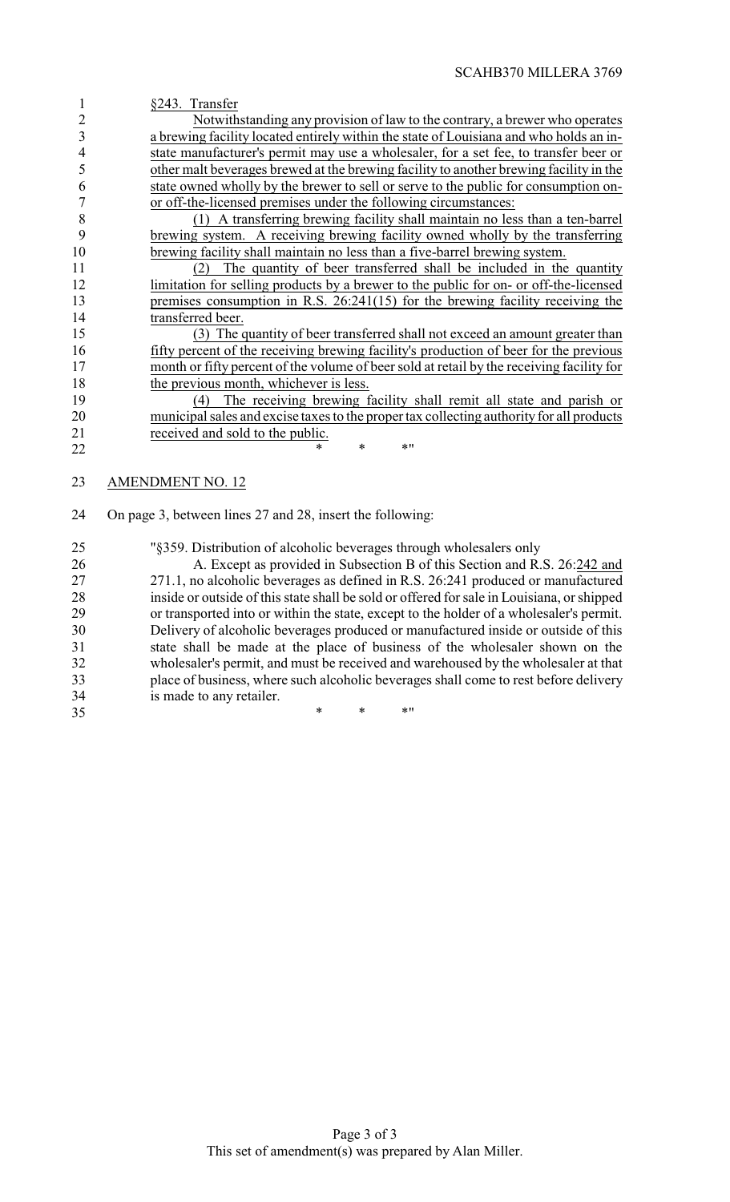§243. Transfer

Notwithstanding any provision of law to the contrary, a brewer who operates a brewing facility located entirely within the state of Louisiana and who holds an in-state manufacturer's permit may use a wholesaler, for a set fee, to transfer beer or other malt beverages brewed at the brewing facility to another brewing facility in the state owned wholly by the brewer to sell or serve to the public for consumption on- or off-the-licensed premises under the following circumstances:

(1) A transferring brewing facility shall maintain no less than a ten-barrel brewing system. A receiving brewing facility owned wholly by the transferring brewing facility shall maintain no less than a five-barrel brewing system.

(2) The quantity of beer transferred shall be included in the quantity limitation for selling products by a brewer to the public for on- or off-the-licensed premises consumption in R.S. 26:241(15) for the brewing facility receiving the transferred beer.

(3) The quantity of beer transferred shall not exceed an amount greater than fifty percent of the receiving brewing facility's production of beer for the previous month or fifty percent of the volume of beer sold at retail by the receiving facility for the previous month, whichever is less.

(4) The receiving brewing facility shall remit all state and parish or municipal sales and excise taxes to the proper tax collecting authority for all products received and sold to the public.

\* \* \*"

AMENDMENT NO. 12

On page 3, between lines 27 and 28, insert the following:

"§359. Distribution of alcoholic beverages through wholesalers only

A. Except as provided in Subsection B of this Section and R.S. 26:242 and 271.1, no alcoholic beverages as defined in R.S. 26:241 produced or manufactured inside or outside of this state shall be sold or offered for sale in Louisiana, or shipped or transported into or within the state, except to the holder of a wholesaler's permit. Delivery of alcoholic beverages produced or manufactured inside or outside of this state shall be made at the place of business of the wholesaler shown on the wholesaler's permit, and must be received and warehoused by the wholesaler at that place of business, where such alcoholic beverages shall come to rest before delivery is made to any retailer.

\* \* \*"

This set of amendment(s) was prepared by Alan Miller.